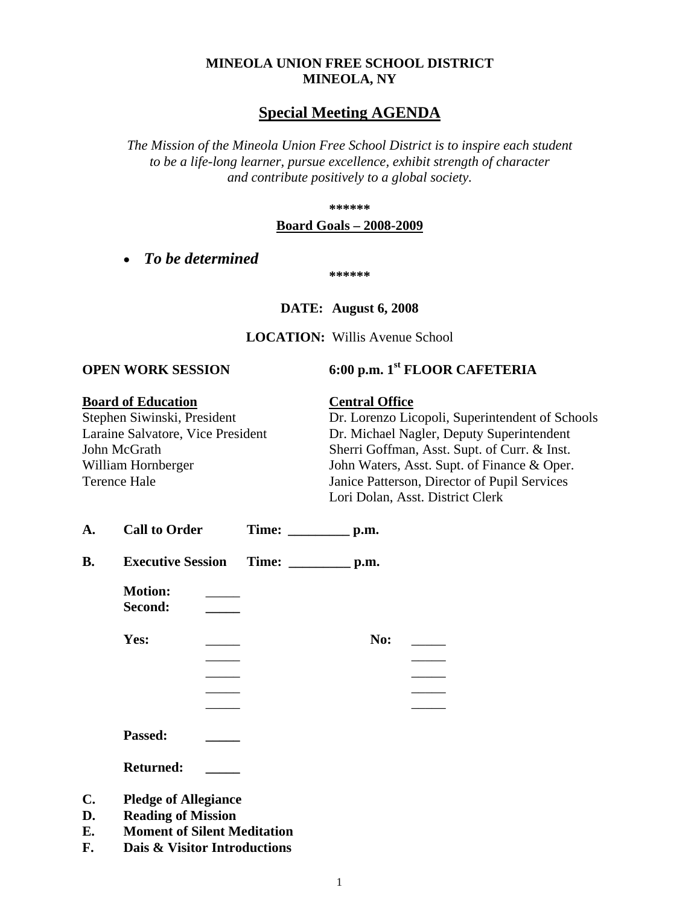**MINEOLA UNION FREE SCHOOL DISTRICT**
**MINEOLA, NY**

# Special Meeting AGENDA

*The Mission of the Mineola Union Free School District is to inspire each student to be a life-long learner, pursue excellence, exhibit strength of character and contribute positively to a global society.*

**\*\*\*\*\*\***

**Board Goals – 2008-2009**

- ***To be determined***

**\*\*\*\*\*\***

**DATE: August 6, 2008**

**LOCATION:** Willis Avenue School

**OPEN WORK SESSION** **6:00 p.m. 1st FLOOR CAFETERIA**

| **Board of Education** | **Central Office** |
|---|---|
| Stephen Siwinski, President | Dr. Lorenzo Licopoli, Superintendent of Schools |
| Laraine Salvatore, Vice President | Dr. Michael Nagler, Deputy Superintendent |
| John McGrath | Sherri Goffman, Asst. Supt. of Curr. & Inst. |
| William Hornberger | John Waters, Asst. Supt. of Finance & Oper. |
| Terence Hale | Janice Patterson, Director of Pupil Services |
| | Lori Dolan, Asst. District Clerk |

**A. Call to Order** **Time: _________ p.m.**

**B. Executive Session** **Time: _________ p.m.**

**Motion:** _____
**Second:** _____

| **Yes:** | | **No:** | |
|---|---|---|---|
| | _____ | | _____ |
| | _____ | | _____ |
| | _____ | | _____ |
| | _____ | | _____ |
| | _____ | | _____ |

**Passed:** _____

**Returned:** _____

**C. Pledge of Allegiance**
**D. Reading of Mission**
**E. Moment of Silent Meditation**
**F. Dais & Visitor Introductions**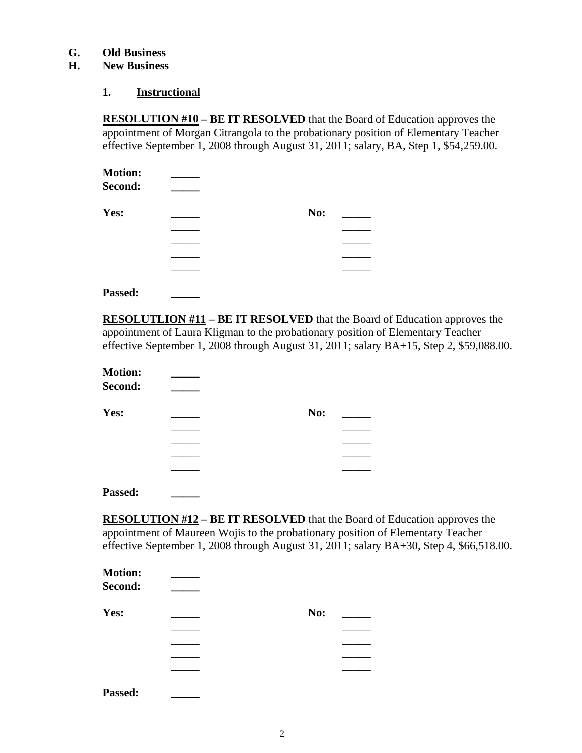**G. Old Business**

**H. New Business**

**1. <u>Instructional</u>**

**<u>RESOLUTION #10</u> – BE IT RESOLVED** that the Board of Education approves the appointment of Morgan Citrangola to the probationary position of Elementary Teacher effective September 1, 2008 through August 31, 2011; salary, BA, Step 1, $54,259.00.

**Motion:** _____
**Second:** _____

**Yes:** _____ **No:** _____
_____ _____
_____ _____
_____ _____
_____ _____

**Passed:** _____

**<u>RESOLUTLION #11</u> – BE IT RESOLVED** that the Board of Education approves the appointment of Laura Kligman to the probationary position of Elementary Teacher effective September 1, 2008 through August 31, 2011; salary BA+15, Step 2, $59,088.00.

**Motion:** _____
**Second:** _____

**Yes:** _____ **No:** _____
_____ _____
_____ _____
_____ _____
_____ _____

**Passed:** _____

**<u>RESOLUTION #12</u> – BE IT RESOLVED** that the Board of Education approves the appointment of Maureen Wojis to the probationary position of Elementary Teacher effective September 1, 2008 through August 31, 2011; salary BA+30, Step 4, $66,518.00.

**Motion:** _____
**Second:** _____

**Yes:** _____ **No:** _____
_____ _____
_____ _____
_____ _____
_____ _____

**Passed:** _____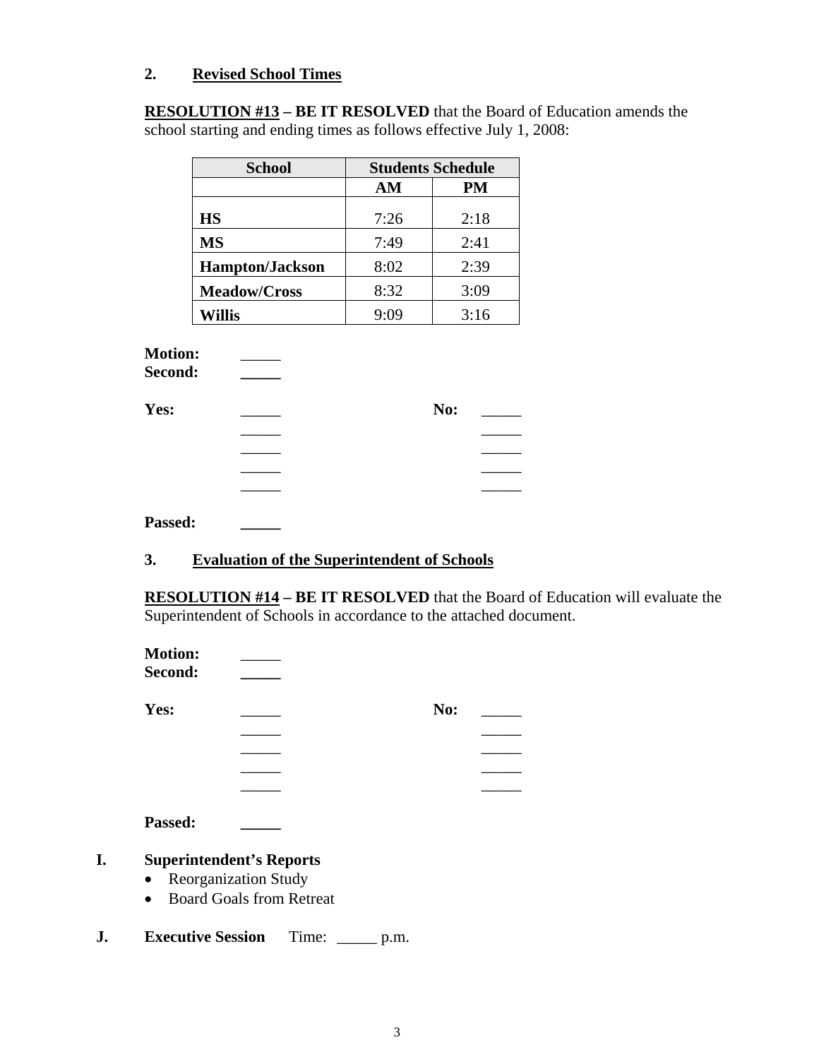### 2. Revised School Times

**RESOLUTION #13 – BE IT RESOLVED** that the Board of Education amends the school starting and ending times as follows effective July 1, 2008:

| School | Students Schedule | |
|---|---|---|
| | AM | PM |
| **HS** | 7:26 | 2:18 |
| **MS** | 7:49 | 2:41 |
| **Hampton/Jackson** | 8:02 | 2:39 |
| **Meadow/Cross** | 8:32 | 3:09 |
| **Willis** | 9:09 | 3:16 |

**Motion:** _____
**Second:** _____

**Yes:** _____ **No:** _____
_____ _____
_____ _____
_____ _____
_____ _____

**Passed:** _____

### 3. Evaluation of the Superintendent of Schools

**RESOLUTION #14 – BE IT RESOLVED** that the Board of Education will evaluate the Superintendent of Schools in accordance to the attached document.

**Motion:** _____
**Second:** _____

**Yes:** _____ **No:** _____
_____ _____
_____ _____
_____ _____
_____ _____

**Passed:** _____

## I. Superintendent's Reports

- Reorganization Study
- Board Goals from Retreat

## J. Executive Session Time: _____ p.m.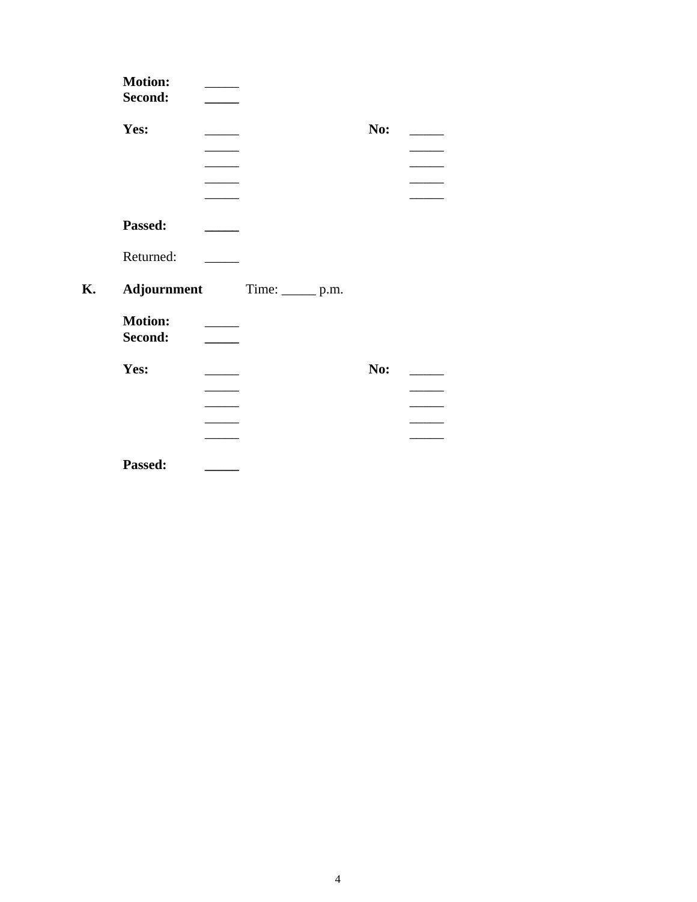**Motion:** _____
**Second:** _____

| | | | |
|---|---|---|---|
| **Yes:** | _____ | **No:** | _____ |
| | _____ | | _____ |
| | _____ | | _____ |
| | _____ | | _____ |
| | _____ | | _____ |

**Passed:** _____

Returned: _____

**K. Adjournment** Time: _____ p.m.

**Motion:** _____
**Second:** _____

| | | | |
|---|---|---|---|
| **Yes:** | _____ | **No:** | _____ |
| | _____ | | _____ |
| | _____ | | _____ |
| | _____ | | _____ |
| | _____ | | _____ |

**Passed:** _____